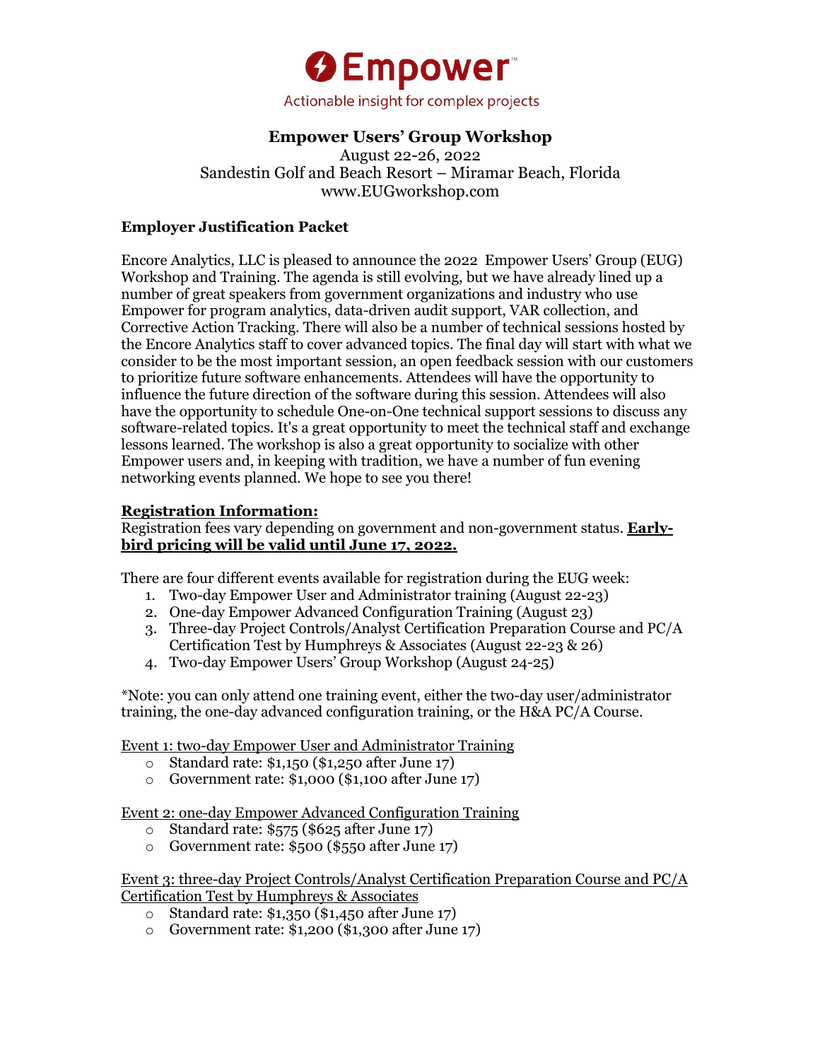# Empower™

Actionable insight for complex projects

## Empower Users' Group Workshop

August 22-26, 2022
Sandestin Golf and Beach Resort – Miramar Beach, Florida
www.EUGworkshop.com

### Employer Justification Packet

Encore Analytics, LLC is pleased to announce the 2022 Empower Users' Group (EUG) Workshop and Training. The agenda is still evolving, but we have already lined up a number of great speakers from government organizations and industry who use Empower for program analytics, data-driven audit support, VAR collection, and Corrective Action Tracking. There will also be a number of technical sessions hosted by the Encore Analytics staff to cover advanced topics. The final day will start with what we consider to be the most important session, an open feedback session with our customers to prioritize future software enhancements. Attendees will have the opportunity to influence the future direction of the software during this session. Attendees will also have the opportunity to schedule One-on-One technical support sessions to discuss any software-related topics. It's a great opportunity to meet the technical staff and exchange lessons learned. The workshop is also a great opportunity to socialize with other Empower users and, in keeping with tradition, we have a number of fun evening networking events planned. We hope to see you there!

**Registration Information:**

Registration fees vary depending on government and non-government status. **Early-bird pricing will be valid until June 17, 2022.**

There are four different events available for registration during the EUG week:

1. Two-day Empower User and Administrator training (August 22-23)
2. One-day Empower Advanced Configuration Training (August 23)
3. Three-day Project Controls/Analyst Certification Preparation Course and PC/A Certification Test by Humphreys & Associates (August 22-23 & 26)
4. Two-day Empower Users' Group Workshop (August 24-25)

*Note: you can only attend one training event, either the two-day user/administrator training, the one-day advanced configuration training, or the H&A PC/A Course.

Event 1: two-day Empower User and Administrator Training

- Standard rate: $1,150 ($1,250 after June 17)
- Government rate: $1,000 ($1,100 after June 17)

Event 2: one-day Empower Advanced Configuration Training

- Standard rate: $575 ($625 after June 17)
- Government rate: $500 ($550 after June 17)

Event 3: three-day Project Controls/Analyst Certification Preparation Course and PC/A Certification Test by Humphreys & Associates

- Standard rate: $1,350 ($1,450 after June 17)
- Government rate: $1,200 ($1,300 after June 17)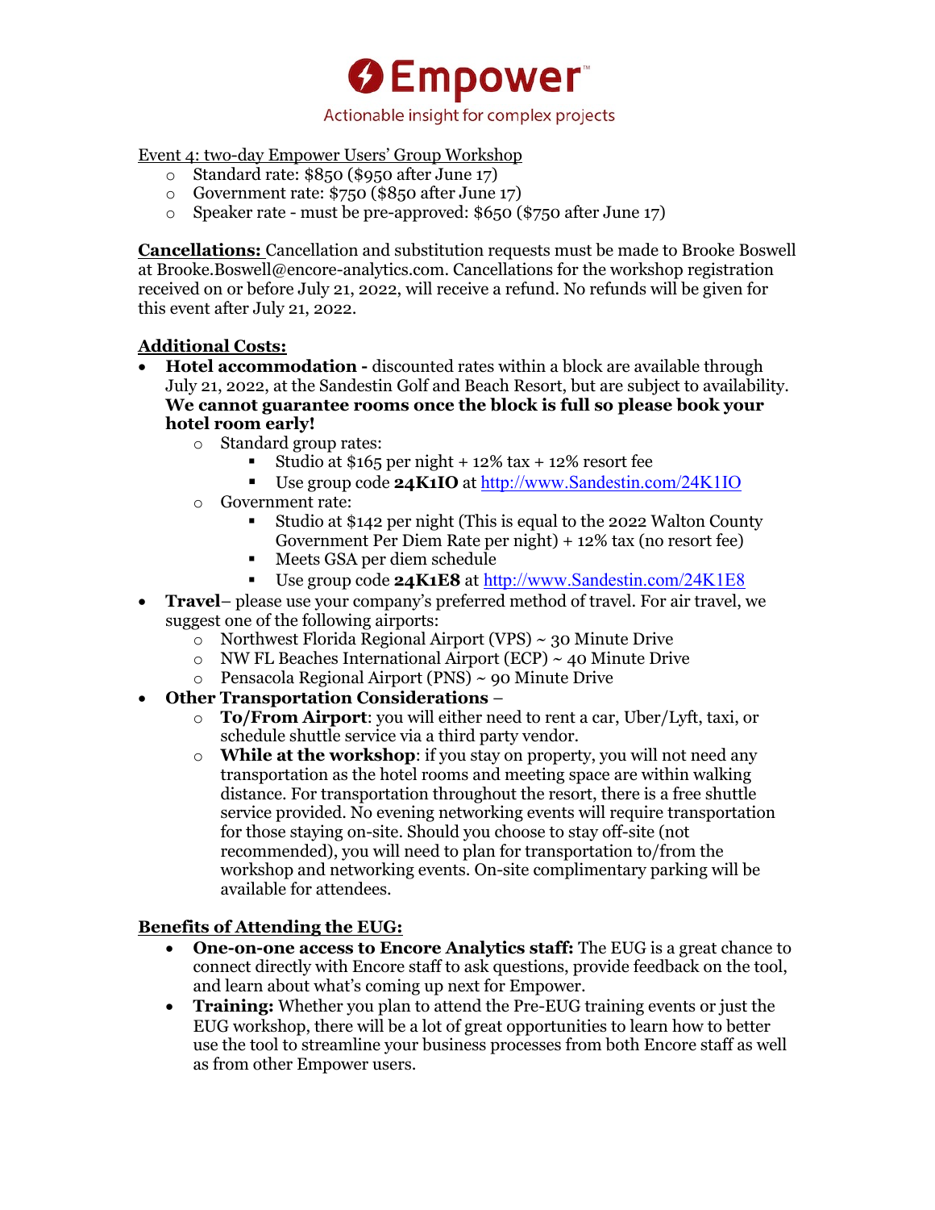Event 4: two-day Empower Users' Group Workshop

- Standard rate: $850 ($950 after June 17)
- Government rate: $750 ($850 after June 17)
- Speaker rate - must be pre-approved: $650 ($750 after June 17)

**Cancellations:** Cancellation and substitution requests must be made to Brooke Boswell at Brooke.Boswell@encore-analytics.com. Cancellations for the workshop registration received on or before July 21, 2022, will receive a refund. No refunds will be given for this event after July 21, 2022.

**Additional Costs:**

- **Hotel accommodation -** discounted rates within a block are available through July 21, 2022, at the Sandestin Golf and Beach Resort, but are subject to availability. **We cannot guarantee rooms once the block is full so please book your hotel room early!**
  - Standard group rates:
    - Studio at $165 per night + 12% tax + 12% resort fee
    - Use group code **24K1IO** at http://www.Sandestin.com/24K1IO
  - Government rate:
    - Studio at $142 per night (This is equal to the 2022 Walton County Government Per Diem Rate per night) + 12% tax (no resort fee)
    - Meets GSA per diem schedule
    - Use group code **24K1E8** at http://www.Sandestin.com/24K1E8
- **Travel**– please use your company's preferred method of travel. For air travel, we suggest one of the following airports:
  - Northwest Florida Regional Airport (VPS) ~ 30 Minute Drive
  - NW FL Beaches International Airport (ECP) ~ 40 Minute Drive
  - Pensacola Regional Airport (PNS) ~ 90 Minute Drive
- **Other Transportation Considerations** –
  - **To/From Airport**: you will either need to rent a car, Uber/Lyft, taxi, or schedule shuttle service via a third party vendor.
  - **While at the workshop**: if you stay on property, you will not need any transportation as the hotel rooms and meeting space are within walking distance. For transportation throughout the resort, there is a free shuttle service provided. No evening networking events will require transportation for those staying on-site. Should you choose to stay off-site (not recommended), you will need to plan for transportation to/from the workshop and networking events. On-site complimentary parking will be available for attendees.

**Benefits of Attending the EUG:**

- **One-on-one access to Encore Analytics staff:** The EUG is a great chance to connect directly with Encore staff to ask questions, provide feedback on the tool, and learn about what's coming up next for Empower.
- **Training:** Whether you plan to attend the Pre-EUG training events or just the EUG workshop, there will be a lot of great opportunities to learn how to better use the tool to streamline your business processes from both Encore staff as well as from other Empower users.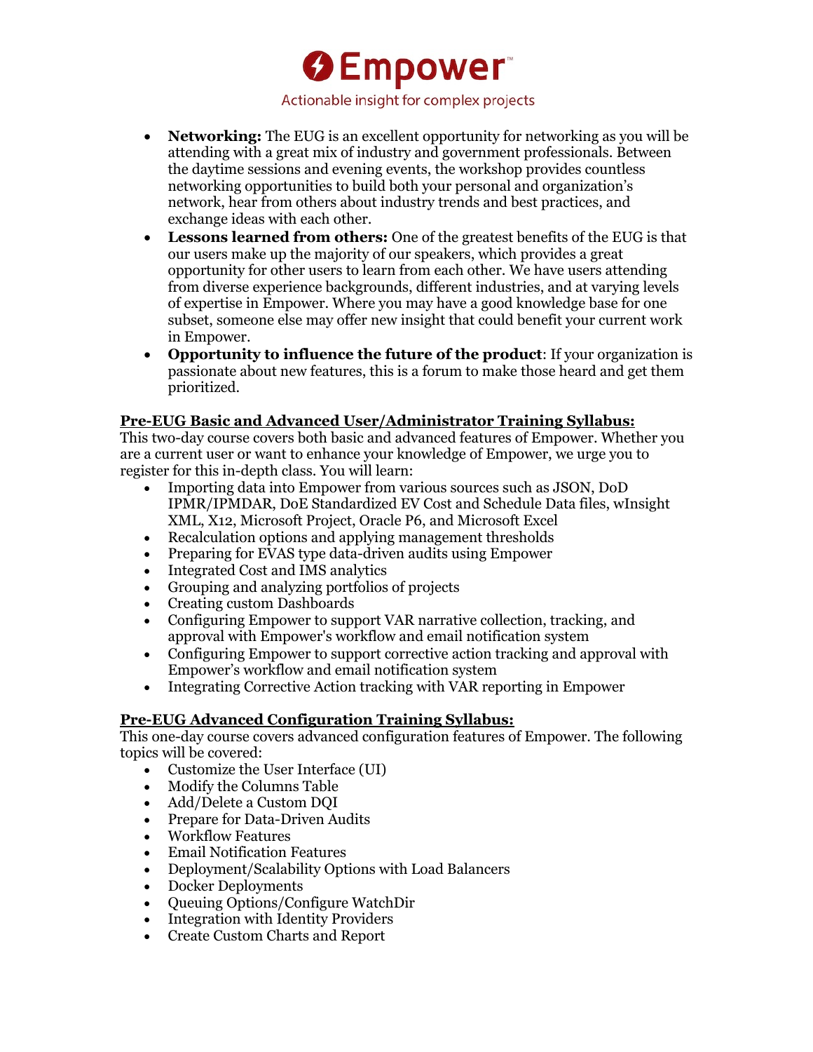- **Networking:** The EUG is an excellent opportunity for networking as you will be attending with a great mix of industry and government professionals. Between the daytime sessions and evening events, the workshop provides countless networking opportunities to build both your personal and organization's network, hear from others about industry trends and best practices, and exchange ideas with each other.
- **Lessons learned from others:** One of the greatest benefits of the EUG is that our users make up the majority of our speakers, which provides a great opportunity for other users to learn from each other. We have users attending from diverse experience backgrounds, different industries, and at varying levels of expertise in Empower. Where you may have a good knowledge base for one subset, someone else may offer new insight that could benefit your current work in Empower.
- **Opportunity to influence the future of the product**: If your organization is passionate about new features, this is a forum to make those heard and get them prioritized.

**Pre-EUG Basic and Advanced User/Administrator Training Syllabus:**

This two-day course covers both basic and advanced features of Empower. Whether you are a current user or want to enhance your knowledge of Empower, we urge you to register for this in-depth class. You will learn:

- Importing data into Empower from various sources such as JSON, DoD IPMR/IPMDAR, DoE Standardized EV Cost and Schedule Data files, wInsight XML, X12, Microsoft Project, Oracle P6, and Microsoft Excel
- Recalculation options and applying management thresholds
- Preparing for EVAS type data-driven audits using Empower
- Integrated Cost and IMS analytics
- Grouping and analyzing portfolios of projects
- Creating custom Dashboards
- Configuring Empower to support VAR narrative collection, tracking, and approval with Empower's workflow and email notification system
- Configuring Empower to support corrective action tracking and approval with Empower's workflow and email notification system
- Integrating Corrective Action tracking with VAR reporting in Empower

**Pre-EUG Advanced Configuration Training Syllabus:**

This one-day course covers advanced configuration features of Empower. The following topics will be covered:

- Customize the User Interface (UI)
- Modify the Columns Table
- Add/Delete a Custom DQI
- Prepare for Data-Driven Audits
- Workflow Features
- Email Notification Features
- Deployment/Scalability Options with Load Balancers
- Docker Deployments
- Queuing Options/Configure WatchDir
- Integration with Identity Providers
- Create Custom Charts and Report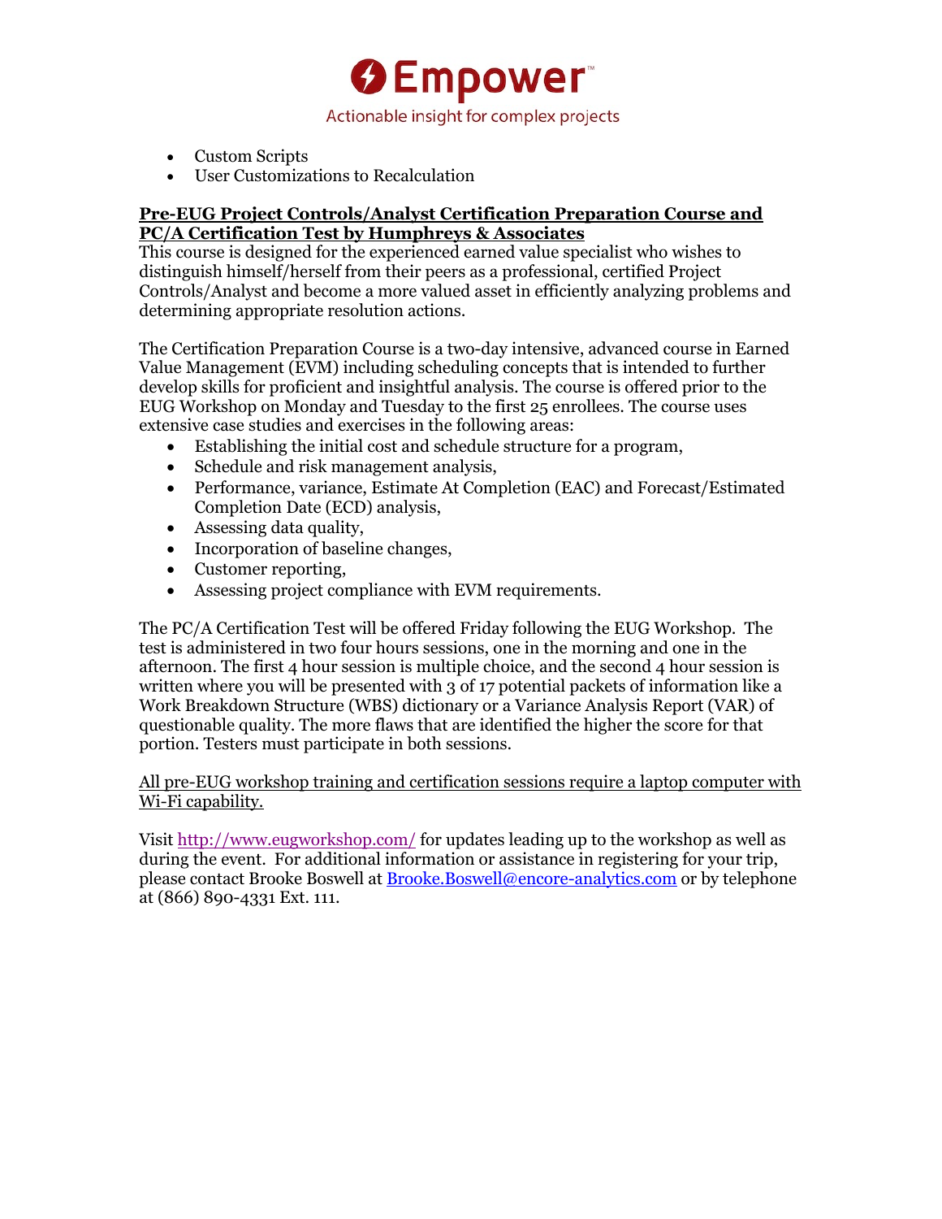- Custom Scripts
- User Customizations to Recalculation

**Pre-EUG Project Controls/Analyst Certification Preparation Course and PC/A Certification Test by Humphreys & Associates**

This course is designed for the experienced earned value specialist who wishes to distinguish himself/herself from their peers as a professional, certified Project Controls/Analyst and become a more valued asset in efficiently analyzing problems and determining appropriate resolution actions.

The Certification Preparation Course is a two-day intensive, advanced course in Earned Value Management (EVM) including scheduling concepts that is intended to further develop skills for proficient and insightful analysis. The course is offered prior to the EUG Workshop on Monday and Tuesday to the first 25 enrollees. The course uses extensive case studies and exercises in the following areas:

- Establishing the initial cost and schedule structure for a program,
- Schedule and risk management analysis,
- Performance, variance, Estimate At Completion (EAC) and Forecast/Estimated Completion Date (ECD) analysis,
- Assessing data quality,
- Incorporation of baseline changes,
- Customer reporting,
- Assessing project compliance with EVM requirements.

The PC/A Certification Test will be offered Friday following the EUG Workshop. The test is administered in two four hours sessions, one in the morning and one in the afternoon. The first 4 hour session is multiple choice, and the second 4 hour session is written where you will be presented with 3 of 17 potential packets of information like a Work Breakdown Structure (WBS) dictionary or a Variance Analysis Report (VAR) of questionable quality. The more flaws that are identified the higher the score for that portion. Testers must participate in both sessions.

All pre-EUG workshop training and certification sessions require a laptop computer with Wi-Fi capability.

Visit http://www.eugworkshop.com/ for updates leading up to the workshop as well as during the event. For additional information or assistance in registering for your trip, please contact Brooke Boswell at Brooke.Boswell@encore-analytics.com or by telephone at (866) 890-4331 Ext. 111.